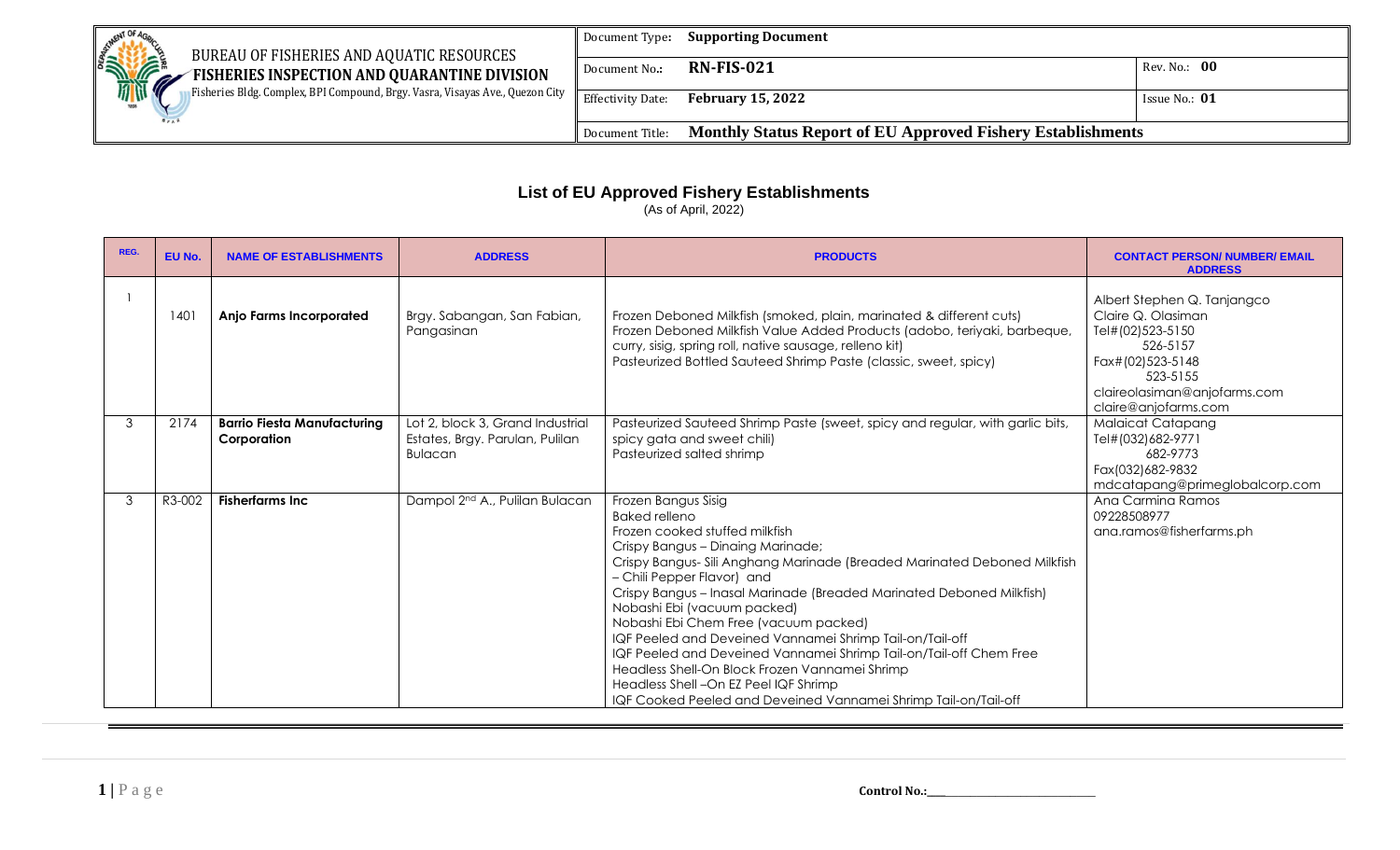| | BUREAU OF FISHERIES AND AQUATIC RESOURCES | Document Type: | **Supporting Document** | |
|---|---|---|---|---|
| | **FISHERIES INSPECTION AND QUARANTINE DIVISION** | Document No.: | **RN-FIS-021** | Rev. No.: **00** |
| | Fisheries Bldg. Complex, BPI Compound, Brgy. Vasra, Visayas Ave., Quezon City | Effectivity Date: | **February 15, 2022** | Issue No.: **01** |
| | | Document Title: | **Monthly Status Report of EU Approved Fishery Establishments** | |

## List of EU Approved Fishery Establishments

(As of April, 2022)

| REG. | EU No. | NAME OF ESTABLISHMENTS | ADDRESS | PRODUCTS | CONTACT PERSON/ NUMBER/ EMAIL ADDRESS |
|---|---|---|---|---|---|
| 1 | 1401 | **Anjo Farms Incorporated** | Brgy. Sabangan, San Fabian, Pangasinan | Frozen Deboned Milkfish (smoked, plain, marinated & different cuts)<br>Frozen Deboned Milkfish Value Added Products (adobo, teriyaki, barbeque, curry, sisig, spring roll, native sausage, relleno kit)<br>Pasteurized Bottled Sauteed Shrimp Paste (classic, sweet, spicy) | Albert Stephen Q. Tanjangco<br>Claire Q. Olasiman<br>Tel#(02)523-5150<br>526-5157<br>Fax#(02)523-5148<br>523-5155<br>claireolasiman@anjofarms.com<br>claire@anjofarms.com |
| 3 | 2174 | **Barrio Fiesta Manufacturing Corporation** | Lot 2, block 3, Grand Industrial Estates, Brgy. Parulan, Pulilan Bulacan | Pasteurized Sauteed Shrimp Paste (sweet, spicy and regular, with garlic bits, spicy gata and sweet chili)<br>Pasteurized salted shrimp | Malaicat Catapang<br>Tel#(032)682-9771<br>682-9773<br>Fax(032)682-9832<br>mdcatapang@primeglobalcorp.com |
| 3 | R3-002 | **Fisherfarms Inc** | Dampol 2nd A., Pulilan Bulacan | Frozen Bangus Sisig<br>Baked relleno<br>Frozen cooked stuffed milkfish<br>Crispy Bangus – Dinaing Marinade;<br>Crispy Bangus- Sili Anghang Marinade (Breaded Marinated Deboned Milkfish – Chili Pepper Flavor) and<br>Crispy Bangus – Inasal Marinade (Breaded Marinated Deboned Milkfish)<br>Nobashi Ebi (vacuum packed)<br>Nobashi Ebi Chem Free (vacuum packed)<br>IQF Peeled and Deveined Vannamei Shrimp Tail-on/Tail-off<br>IQF Peeled and Deveined Vannamei Shrimp Tail-on/Tail-off Chem Free<br>Headless Shell-On Block Frozen Vannamei Shrimp<br>Headless Shell –On EZ Peel IQF Shrimp<br>IQF Cooked Peeled and Deveined Vannamei Shrimp Tail-on/Tail-off | Ana Carmina Ramos<br>09228508977<br>ana.ramos@fisherfarms.ph |

Control No.:\_\_\_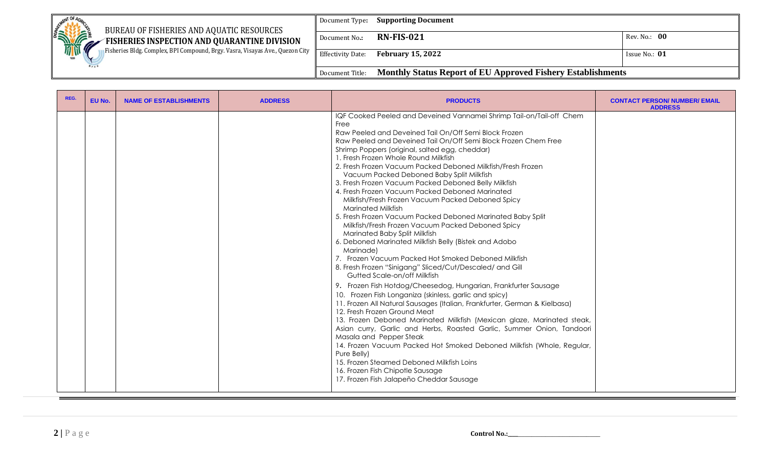| REG. | EU No. | NAME OF ESTABLISHMENTS | ADDRESS | PRODUCTS | CONTACT PERSON/ NUMBER/ EMAIL ADDRESS |
|---|---|---|---|---|---|
| | | | | IQF Cooked Peeled and Deveined Vannamei Shrimp Tail-on/Tail-off Chem Free<br>Raw Peeled and Deveined Tail On/Off Semi Block Frozen<br>Raw Peeled and Deveined Tail On/Off Semi Block Frozen Chem Free<br>Shrimp Poppers (original, salted egg, cheddar)<br>1. Fresh Frozen Whole Round Milkfish<br>2. Fresh Frozen Vacuum Packed Deboned Milkfish/Fresh Frozen Vacuum Packed Deboned Baby Split Milkfish<br>3. Fresh Frozen Vacuum Packed Deboned Belly Milkfish<br>4. Fresh Frozen Vacuum Packed Deboned Marinated Milkfish/Fresh Frozen Vacuum Packed Deboned Spicy Marinated Milkfish<br>5. Fresh Frozen Vacuum Packed Deboned Marinated Baby Split Milkfish/Fresh Frozen Vacuum Packed Deboned Spicy Marinated Baby Split Milkfish<br>6. Deboned Marinated Milkfish Belly (Bistek and Adobo Marinade)<br>7. Frozen Vacuum Packed Hot Smoked Deboned Milkfish<br>8. Fresh Frozen "Sinigang" Sliced/Cut/Descaled/ and Gill Gutted Scale-on/off Milkfish<br>9. Frozen Fish Hotdog/Cheesedog, Hungarian, Frankfurter Sausage<br>10. Frozen Fish Longaniza (skinless, garlic and spicy)<br>11. Frozen All Natural Sausages (Italian, Frankfurter, German & Kielbasa)<br>12. Fresh Frozen Ground Meat<br>13. Frozen Deboned Marinated Milkfish (Mexican glaze, Marinated steak, Asian curry, Garlic and Herbs, Roasted Garlic, Summer Onion, Tandoori Masala and Pepper Steak<br>14. Frozen Vacuum Packed Hot Smoked Deboned Milkfish (Whole, Regular, Pure Belly)<br>15. Frozen Steamed Deboned Milkfish Loins<br>16. Frozen Fish Chipotle Sausage<br>17. Frozen Fish Jalapeño Cheddar Sausage | |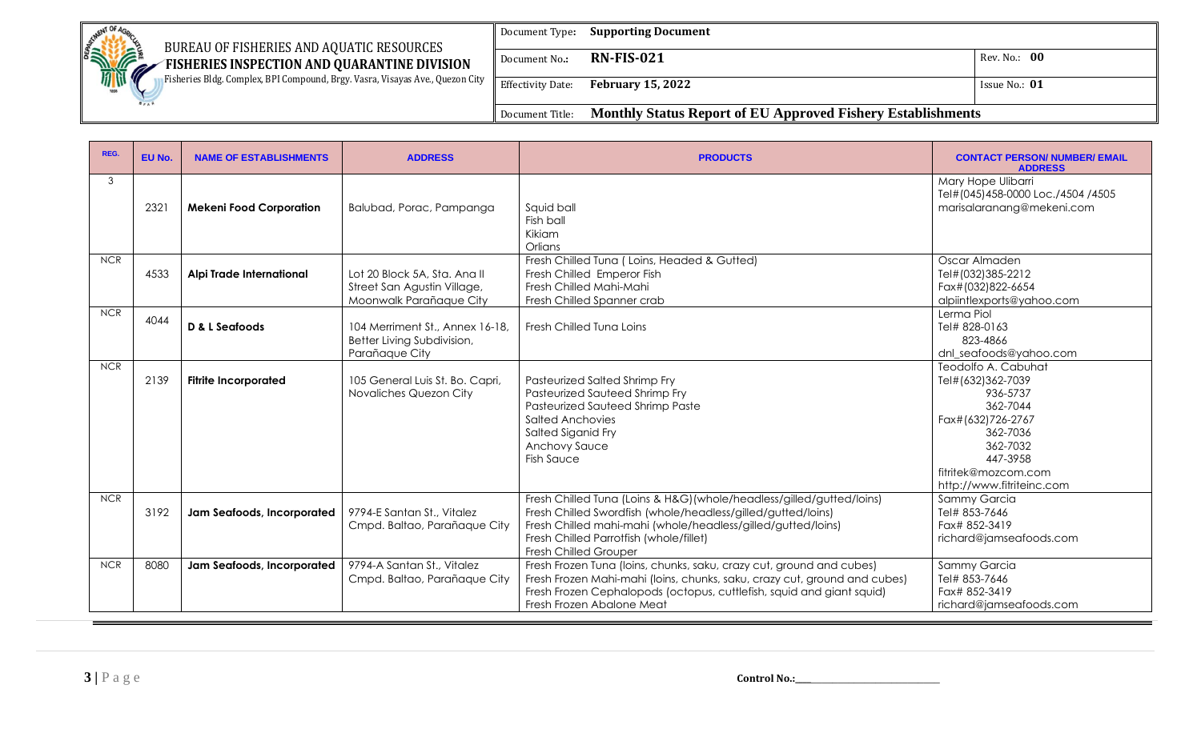| REG. | EU No. | NAME OF ESTABLISHMENTS | ADDRESS | PRODUCTS | CONTACT PERSON/ NUMBER/ EMAIL ADDRESS |
|---|---|---|---|---|---|
| 3 | 2321 | **Mekeni Food Corporation** | Balubad, Porac, Pampanga | Squid ball<br>Fish ball<br>Kikiam<br>Orlians | Mary Hope Ulibarri<br>Tel#(045)458-0000 Loc./4504 /4505<br>marisalaranang@mekeni.com |
| NCR | 4533 | **Alpi Trade International** | Lot 20 Block 5A, Sta. Ana II Street San Agustin Village, Moonwalk Parañaque City | Fresh Chilled Tuna ( Loins, Headed & Gutted)<br>Fresh Chilled Emperor Fish<br>Fresh Chilled Mahi-Mahi<br>Fresh Chilled Spanner crab | Oscar Almaden<br>Tel#(032)385-2212<br>Fax#(032)822-6654<br>alpiintlexports@yahoo.com |
| NCR | 4044 | **D & L Seafoods** | 104 Merriment St., Annex 16-18, Better Living Subdivision, Parañaque City | Fresh Chilled Tuna Loins | Lerma Piol<br>Tel# 828-0163<br>823-4866<br>dnl_seafoods@yahoo.com |
| NCR | 2139 | **Fitrite Incorporated** | 105 General Luis St. Bo. Capri, Novaliches Quezon City | Pasteurized Salted Shrimp Fry<br>Pasteurized Sauteed Shrimp Fry<br>Pasteurized Sauteed Shrimp Paste<br>Salted Anchovies<br>Salted Siganid Fry<br>Anchovy Sauce<br>Fish Sauce | Teodolfo A. Cabuhat<br>Tel#(632)362-7039<br>936-5737<br>362-7044<br>Fax#(632)726-2767<br>362-7036<br>362-7032<br>447-3958<br>fitritek@mozcom.com<br>http://www.fitriteinc.com |
| NCR | 3192 | **Jam Seafoods, Incorporated** | 9794-E Santan St., Vitalez Cmpd. Baltao, Parañaque City | Fresh Chilled Tuna (Loins & H&G)(whole/headless/gilled/gutted/loins)<br>Fresh Chilled Swordfish (whole/headless/gilled/gutted/loins)<br>Fresh Chilled mahi-mahi (whole/headless/gilled/gutted/loins)<br>Fresh Chilled Parrotfish (whole/fillet)<br>Fresh Chilled Grouper | Sammy Garcia<br>Tel# 853-7646<br>Fax# 852-3419<br>richard@jamseafoods.com |
| NCR | 8080 | **Jam Seafoods, Incorporated** | 9794-A Santan St., Vitalez Cmpd. Baltao, Parañaque City | Fresh Frozen Tuna (loins, chunks, saku, crazy cut, ground and cubes)<br>Fresh Frozen Mahi-mahi (loins, chunks, saku, crazy cut, ground and cubes)<br>Fresh Frozen Cephalopods (octopus, cuttlefish, squid and giant squid)<br>Fresh Frozen Abalone Meat | Sammy Garcia<br>Tel# 853-7646<br>Fax# 852-3419<br>richard@jamseafoods.com |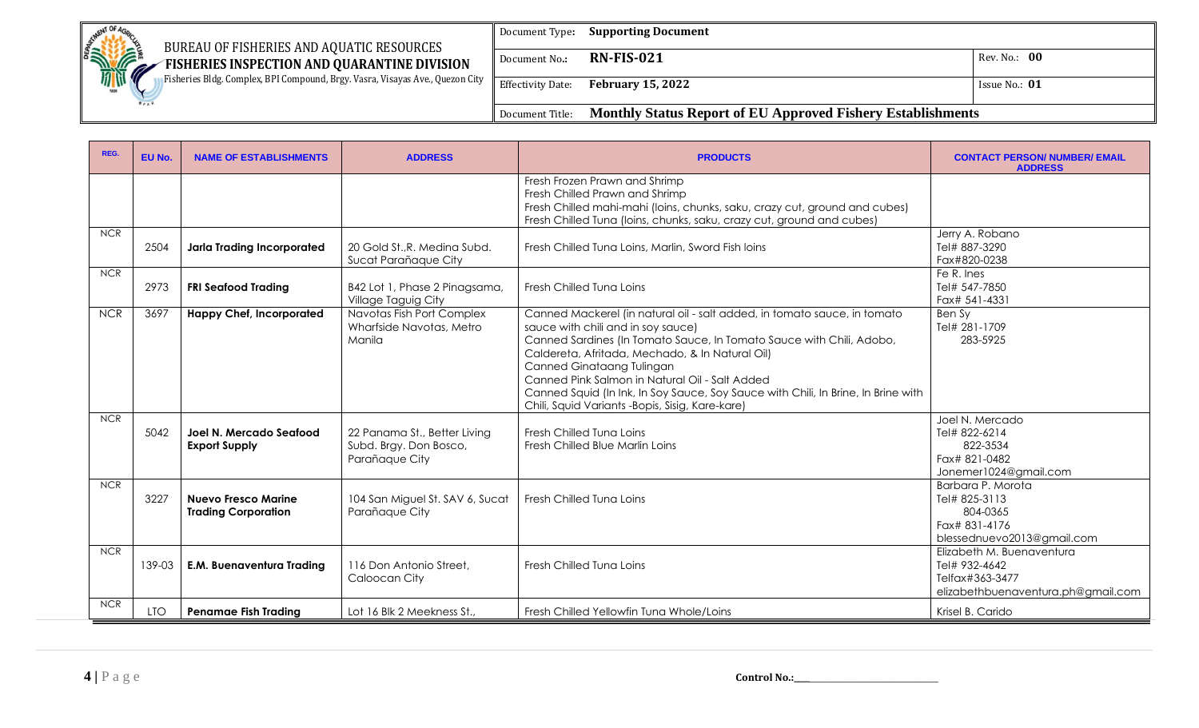| REG. | EU No. | NAME OF ESTABLISHMENTS | ADDRESS | PRODUCTS | CONTACT PERSON/ NUMBER/ EMAIL ADDRESS |
|---|---|---|---|---|---|
| | | | | Fresh Frozen Prawn and Shrimp<br>Fresh Chilled Prawn and Shrimp<br>Fresh Chilled mahi-mahi (loins, chunks, saku, crazy cut, ground and cubes)<br>Fresh Chilled Tuna (loins, chunks, saku, crazy cut, ground and cubes) | |
| NCR | 2504 | **Jarla Trading Incorporated** | 20 Gold St.,R. Medina Subd. Sucat Parañaque City | Fresh Chilled Tuna Loins, Marlin, Sword Fish loins | Jerry A. Robano<br>Tel# 887-3290<br>Fax#820-0238 |
| NCR | 2973 | **FRI Seafood Trading** | B42 Lot 1, Phase 2 Pinagsama, Village Taguig City | Fresh Chilled Tuna Loins | Fe R. Ines<br>Tel# 547-7850<br>Fax# 541-4331 |
| NCR | 3697 | **Happy Chef, Incorporated** | Navotas Fish Port Complex Wharfside Navotas, Metro Manila | Canned Mackerel (in natural oil - salt added, in tomato sauce, in tomato sauce with chili and in soy sauce)<br>Canned Sardines (In Tomato Sauce, In Tomato Sauce with Chili, Adobo, Caldereta, Afritada, Mechado, & In Natural Oil)<br>Canned Ginataang Tulingan<br>Canned Pink Salmon in Natural Oil - Salt Added<br>Canned Squid (In Ink, In Soy Sauce, Soy Sauce with Chili, In Brine, In Brine with Chili, Squid Variants -Bopis, Sisig, Kare-kare) | Ben Sy<br>Tel# 281-1709<br>283-5925 |
| NCR | 5042 | **Joel N. Mercado Seafood Export Supply** | 22 Panama St., Better Living Subd. Brgy. Don Bosco, Parañaque City | Fresh Chilled Tuna Loins<br>Fresh Chilled Blue Marlin Loins | Joel N. Mercado<br>Tel# 822-6214<br>822-3534<br>Fax# 821-0482<br>Jonemer1024@gmail.com |
| NCR | 3227 | **Nuevo Fresco Marine Trading Corporation** | 104 San Miguel St. SAV 6, Sucat Parañaque City | Fresh Chilled Tuna Loins | Barbara P. Morota<br>Tel# 825-3113<br>804-0365<br>Fax# 831-4176<br>blessednuevo2013@gmail.com |
| NCR | 139-03 | **E.M. Buenaventura Trading** | 116 Don Antonio Street, Caloocan City | Fresh Chilled Tuna Loins | Elizabeth M. Buenaventura<br>Tel# 932-4642<br>Telfax#363-3477<br>elizabethbuenaventura.ph@gmail.com |
| NCR | LTO | **Penamae Fish Trading** | Lot 16 Blk 2 Meekness St., | Fresh Chilled Yellowfin Tuna Whole/Loins | Krisel B. Carido |

**Control No.:**\_\_\_\_\_\_\_\_\_\_\_\_\_\_\_\_\_\_\_\_\_\_\_\_\_\_\_\_\_\_\_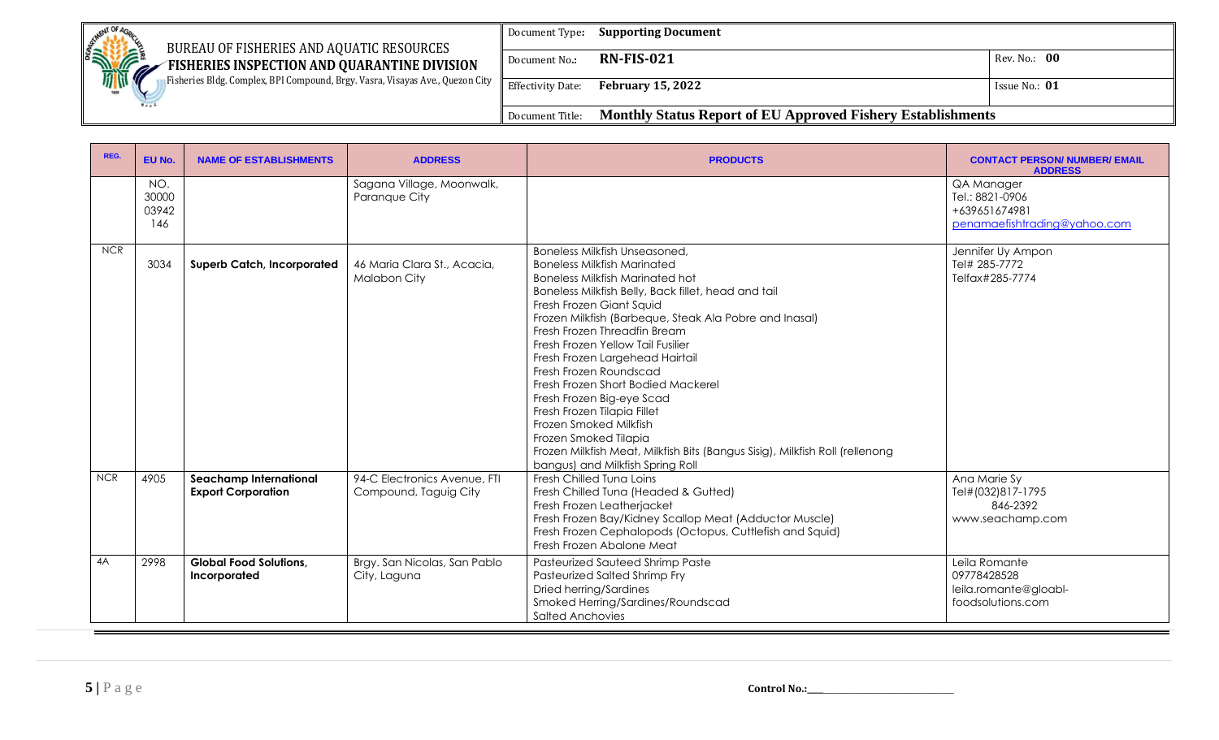| Document Type: | Supporting Document | |
|---|---|---|
| Document No.: | RN-FIS-021 | Rev. No.: 00 |
| Effectivity Date: | February 15, 2022 | Issue No.: 01 |
| Document Title: | Monthly Status Report of EU Approved Fishery Establishments | |

BUREAU OF FISHERIES AND AQUATIC RESOURCES
**FISHERIES INSPECTION AND QUARANTINE DIVISION**
Fisheries Bldg. Complex, BPI Compound, Brgy. Vasra, Visayas Ave., Quezon City

| REG. | EU No. | NAME OF ESTABLISHMENTS | ADDRESS | PRODUCTS | CONTACT PERSON/ NUMBER/ EMAIL ADDRESS |
|---|---|---|---|---|---|
| | NO. 3000003942146 | | Sagana Village, Moonwalk, Paranque City | | QA Manager<br>Tel.: 8821-0906<br>+639651674981<br>penamaefishtrading@yahoo.com |
| NCR | 3034 | **Superb Catch, Incorporated** | 46 Maria Clara St., Acacia, Malabon City | Boneless Milkfish Unseasoned,<br>Boneless Milkfish Marinated<br>Boneless Milkfish Marinated hot<br>Boneless Milkfish Belly, Back fillet, head and tail<br>Fresh Frozen Giant Squid<br>Frozen Milkfish (Barbeque, Steak Ala Pobre and Inasal)<br>Fresh Frozen Threadfin Bream<br>Fresh Frozen Yellow Tail Fusilier<br>Fresh Frozen Largehead Hairtail<br>Fresh Frozen Roundscad<br>Fresh Frozen Short Bodied Mackerel<br>Fresh Frozen Big-eye Scad<br>Fresh Frozen Tilapia Fillet<br>Frozen Smoked Milkfish<br>Frozen Smoked Tilapia<br>Frozen Milkfish Meat, Milkfish Bits (Bangus Sisig), Milkfish Roll (rellenong bangus) and Milkfish Spring Roll | Jennifer Uy Ampon<br>Tel# 285-7772<br>Telfax#285-7774 |
| NCR | 4905 | **Seachamp International Export Corporation** | 94-C Electronics Avenue, FTI Compound, Taguig City | Fresh Chilled Tuna Loins<br>Fresh Chilled Tuna (Headed & Gutted)<br>Fresh Frozen Leatherjacket<br>Fresh Frozen Bay/Kidney Scallop Meat (Adductor Muscle)<br>Fresh Frozen Cephalopods (Octopus, Cuttlefish and Squid)<br>Fresh Frozen Abalone Meat | Ana Marie Sy<br>Tel#(032)817-1795<br>846-2392<br>www.seachamp.com |
| 4A | 2998 | **Global Food Solutions, Incorporated** | Brgy. San Nicolas, San Pablo City, Laguna | Pasteurized Sauteed Shrimp Paste<br>Pasteurized Salted Shrimp Fry<br>Dried herring/Sardines<br>Smoked Herring/Sardines/Roundscad<br>Salted Anchovies | Leila Romante<br>09778428528<br>leila.romante@gloabl-foodsolutions.com |

Control No.:\_\_\_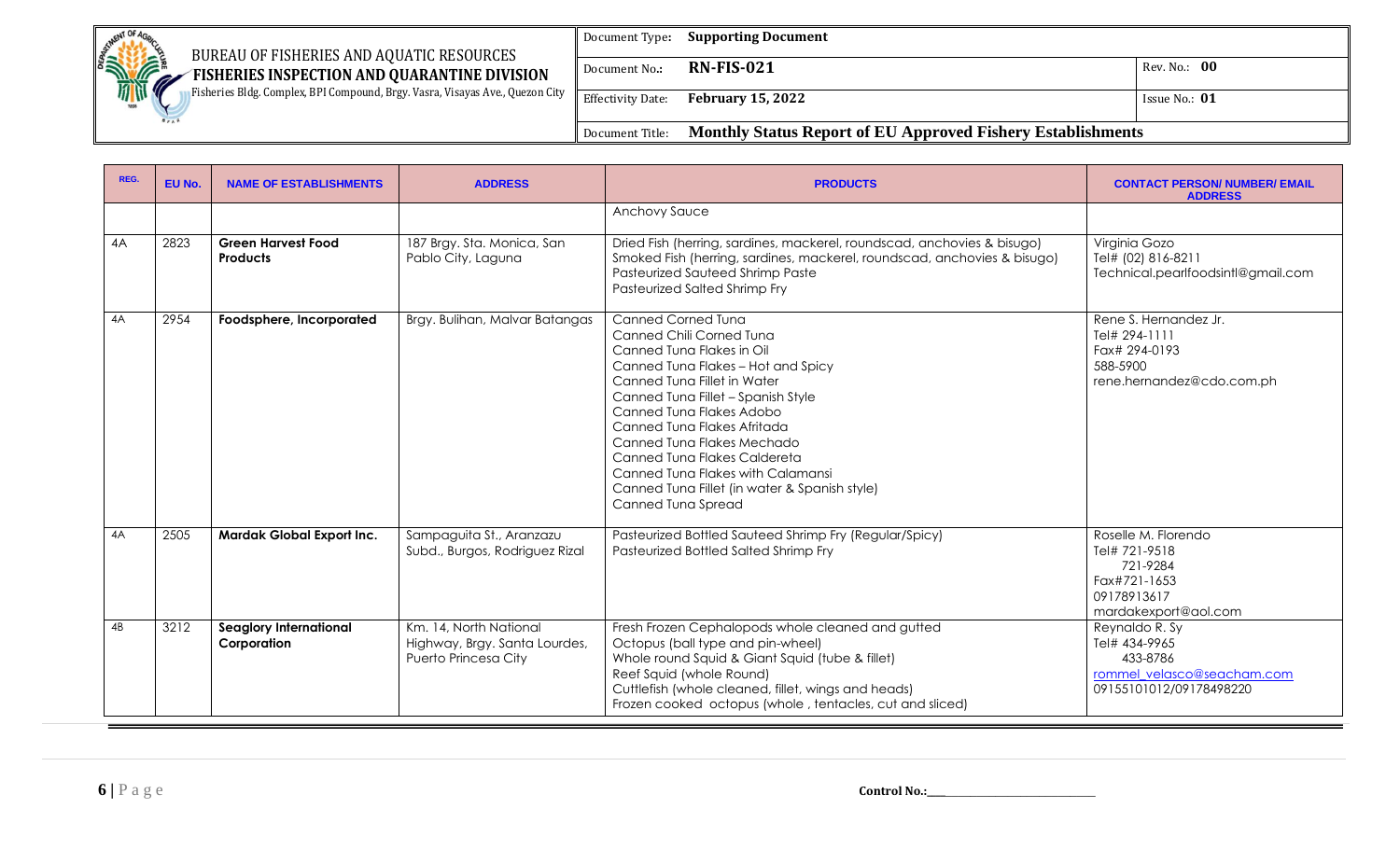| REG. | EU No. | NAME OF ESTABLISHMENTS | ADDRESS | PRODUCTS | CONTACT PERSON/ NUMBER/ EMAIL ADDRESS |
|---|---|---|---|---|---|
| | | | | Anchovy Sauce | |
| 4A | 2823 | **Green Harvest Food Products** | 187 Brgy. Sta. Monica, San Pablo City, Laguna | Dried Fish (herring, sardines, mackerel, roundscad, anchovies & bisugo)<br>Smoked Fish (herring, sardines, mackerel, roundscad, anchovies & bisugo)<br>Pasteurized Sauteed Shrimp Paste<br>Pasteurized Salted Shrimp Fry | Virginia Gozo<br>Tel# (02) 816-8211<br>Technical.pearlfoodsintl@gmail.com |
| 4A | 2954 | **Foodsphere, Incorporated** | Brgy. Bulihan, Malvar Batangas | Canned Corned Tuna<br>Canned Chili Corned Tuna<br>Canned Tuna Flakes in Oil<br>Canned Tuna Flakes – Hot and Spicy<br>Canned Tuna Fillet in Water<br>Canned Tuna Fillet – Spanish Style<br>Canned Tuna Flakes Adobo<br>Canned Tuna Flakes Afritada<br>Canned Tuna Flakes Mechado<br>Canned Tuna Flakes Caldereta<br>Canned Tuna Flakes with Calamansi<br>Canned Tuna Fillet (in water & Spanish style)<br>Canned Tuna Spread | Rene S. Hernandez Jr.<br>Tel# 294-1111<br>Fax# 294-0193<br>588-5900<br>rene.hernandez@cdo.com.ph |
| 4A | 2505 | **Mardak Global Export Inc.** | Sampaguita St., Aranzazu Subd., Burgos, Rodriguez Rizal | Pasteurized Bottled Sauteed Shrimp Fry (Regular/Spicy)<br>Pasteurized Bottled Salted Shrimp Fry | Roselle M. Florendo<br>Tel# 721-9518<br>721-9284<br>Fax#721-1653<br>09178913617<br>mardakexport@aol.com |
| 4B | 3212 | **Seaglory International Corporation** | Km. 14, North National Highway, Brgy. Santa Lourdes, Puerto Princesa City | Fresh Frozen Cephalopods whole cleaned and gutted<br>Octopus (ball type and pin-wheel)<br>Whole round Squid & Giant Squid (tube & fillet)<br>Reef Squid (whole Round)<br>Cuttlefish (whole cleaned, fillet, wings and heads)<br>Frozen cooked octopus (whole , tentacles, cut and sliced) | Reynaldo R. Sy<br>Tel# 434-9965<br>433-8786<br>rommel_velasco@seacham.com<br>09155101012/09178498220 |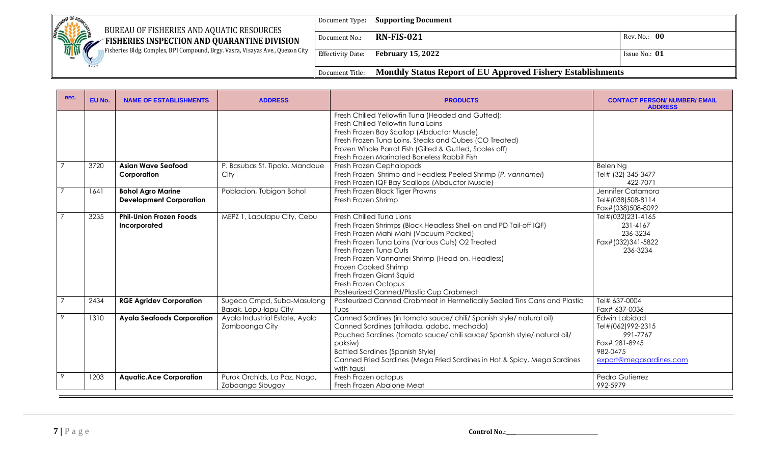| REG. | EU No. | NAME OF ESTABLISHMENTS | ADDRESS | PRODUCTS | CONTACT PERSON/ NUMBER/ EMAIL ADDRESS |
|---|---|---|---|---|---|
| | | | | Fresh Chilled Yellowfin Tuna (Headed and Gutted);<br>Fresh Chilled Yellowfin Tuna Loins<br>Fresh Frozen Bay Scallop (Abductor Muscle)<br>Fresh Frozen Tuna Loins, Steaks and Cubes (CO Treated)<br>Frozen Whole Parrot Fish (Gilled & Gutted, Scales off)<br>Fresh Frozen Marinated Boneless Rabbit Fish | |
| 7 | 3720 | **Asian Wave Seafood Corporation** | P. Basubas St. Tipolo, Mandaue City | Fresh Frozen Cephalopods<br>Fresh Frozen Shrimp and Headless Peeled Shrimp (*P. vannamei*)<br>Fresh Frozen IQF Bay Scallops (Abductor Muscle) | Belen Ng<br>Tel# (32) 345-3477<br>422-7071 |
| 7 | 1641 | **Bohol Agro Marine Development Corporation** | Poblacion, Tubigon Bohol | Fresh Frozen Black Tiger Prawns<br>Fresh Frozen Shrimp | Jennifer Catamora<br>Tel#(038)508-8114<br>Fax#(038)508-8092 |
| 7 | 3235 | **Phil-Union Frozen Foods Incorporated** | MEPZ 1, Lapulapu City, Cebu | Fresh Chilled Tuna Lions<br>Fresh Frozen Shrimps (Block Headless Shell-on and PD Tail-off IQF)<br>Fresh Frozen Mahi-Mahi (Vacuum Packed)<br>Fresh Frozen Tuna Loins (Various Cuts) O2 Treated<br>Fresh Frozen Tuna Cuts<br>Fresh Frozen Vannamei Shrimp (Head-on, Headless)<br>Frozen Cooked Shrimp<br>Fresh Frozen Giant Squid<br>Fresh Frozen Octopus<br>Pasteurized Canned/Plastic Cup Crabmeat | Tel#(032)231-4165<br>231-4167<br>236-3234<br>Fax#(032)341-5822<br>236-3234 |
| 7 | 2434 | **RGE Agridev Corporation** | Sugeco Cmpd, Suba-Masulong Basak, Lapu-lapu City | Pasteurized Canned Crabmeat in Hermetically Sealed Tins Cans and Plastic Tubs | Tel# 637-0004<br>Fax# 637-0036 |
| 9 | 1310 | **Ayala Seafoods Corporation** | Ayala Industrial Estate, Ayala Zamboanga City | Canned Sardines (in tomato sauce/ chili/ Spanish style/ natural oil)<br>Canned Sardines (afritada, adobo, mechado)<br>Pouched Sardines (tomato sauce/ chili sauce/ Spanish style/ natural oil/ paksiw)<br>Bottled Sardines (Spanish Style)<br>Canned Fried Sardines (Mega Fried Sardines in Hot & Spicy, Mega Sardines with tausi | Edwin Labidad<br>Tel#(062)992-2315<br>991-7767<br>Fax# 281-8945<br>982-0475<br>export@megasardines.com |
| 9 | 1203 | **Aquatic.Ace Corporation** | Purok Orchids, La Paz, Naga, Zaboanga Sibugay | Fresh Frozen octopus<br>Fresh Frozen Abalone Meat | Pedro Gutierrez<br>992-5979 |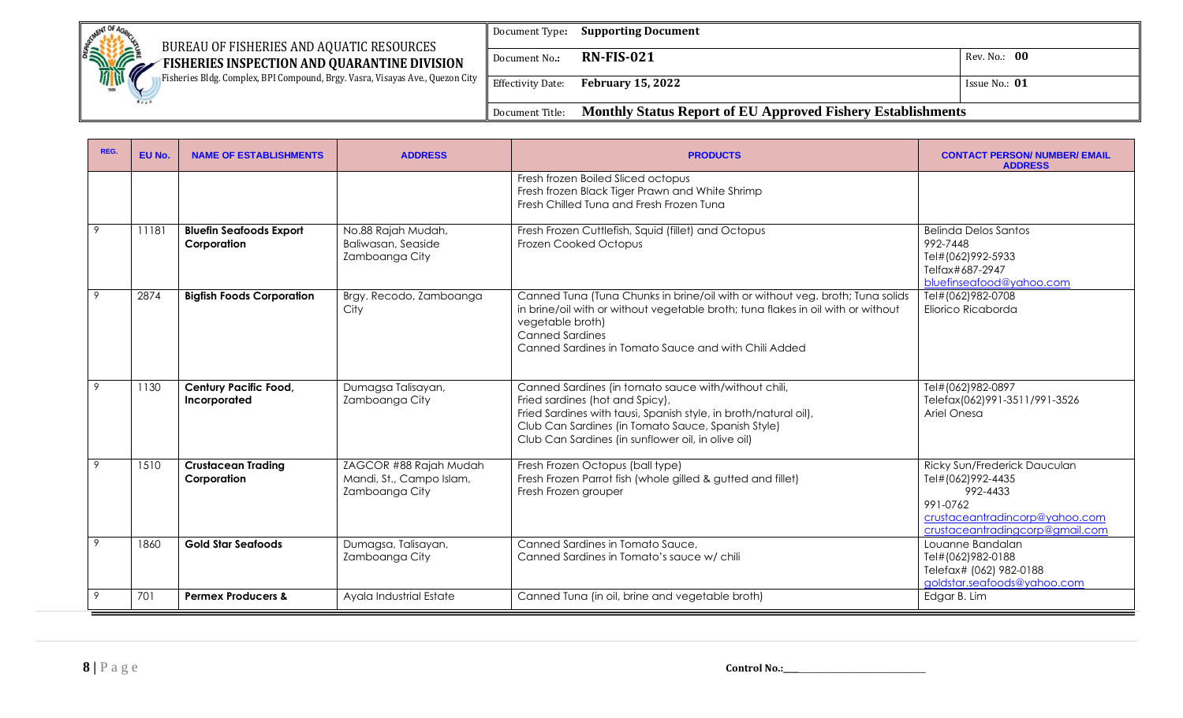| REG. | EU No. | NAME OF ESTABLISHMENTS | ADDRESS | PRODUCTS | CONTACT PERSON/ NUMBER/ EMAIL ADDRESS |
|---|---|---|---|---|---|
| | | | | Fresh frozen Boiled Sliced octopus<br>Fresh frozen Black Tiger Prawn and White Shrimp<br>Fresh Chilled Tuna and Fresh Frozen Tuna | |
| 9 | 11181 | **Bluefin Seafoods Export Corporation** | No.88 Rajah Mudah, Baliwasan, Seaside Zamboanga City | Fresh Frozen Cuttlefish, Squid (fillet) and Octopus<br>Frozen Cooked Octopus | Belinda Delos Santos<br>992-7448<br>Tel#(062)992-5933<br>Telfax#687-2947<br>bluefinseafood@yahoo.com |
| 9 | 2874 | **Bigfish Foods Corporation** | Brgy. Recodo, Zamboanga City | Canned Tuna (Tuna Chunks in brine/oil with or without veg. broth; Tuna solids in brine/oil with or without vegetable broth; tuna flakes in oil with or without vegetable broth)<br>Canned Sardines<br>Canned Sardines in Tomato Sauce and with Chili Added | Tel#(062)982-0708<br>Eliorico Ricaborda |
| 9 | 1130 | **Century Pacific Food, Incorporated** | Dumagsa Talisayan, Zamboanga City | Canned Sardines (in tomato sauce with/without chili,<br>Fried sardines (hot and Spicy),<br>Fried Sardines with tausi, Spanish style, in broth/natural oil),<br>Club Can Sardines (in Tomato Sauce, Spanish Style)<br>Club Can Sardines (in sunflower oil, in olive oil) | Tel#(062)982-0897<br>Telefax(062)991-3511/991-3526<br>Ariel Onesa |
| 9 | 1510 | **Crustacean Trading Corporation** | ZAGCOR #88 Rajah Mudah Mandi, St., Campo Islam, Zamboanga City | Fresh Frozen Octopus (ball type)<br>Fresh Frozen Parrot fish (whole gilled & gutted and fillet)<br>Fresh Frozen grouper | Ricky Sun/Frederick Dauculan<br>Tel#(062)992-4435<br>992-4433<br>991-0762<br>crustaceantradincorp@yahoo.com<br>crustaceantradingcorp@gmail.com |
| 9 | 1860 | **Gold Star Seafoods** | Dumagsa, Talisayan, Zamboanga City | Canned Sardines in Tomato Sauce,<br>Canned Sardines in Tomato's sauce w/ chili | Louanne Bandalan<br>Tel#(062)982-0188<br>Telefax# (062) 982-0188<br>goldstar.seafoods@yahoo.com |
| 9 | 701 | **Permex Producers &** | Ayala Industrial Estate | Canned Tuna (in oil, brine and vegetable broth) | Edgar B. Lim |

Control No.:\_\_\_\_\_\_\_\_\_\_\_\_\_\_\_\_\_\_\_\_\_\_\_\_\_\_\_\_\_\_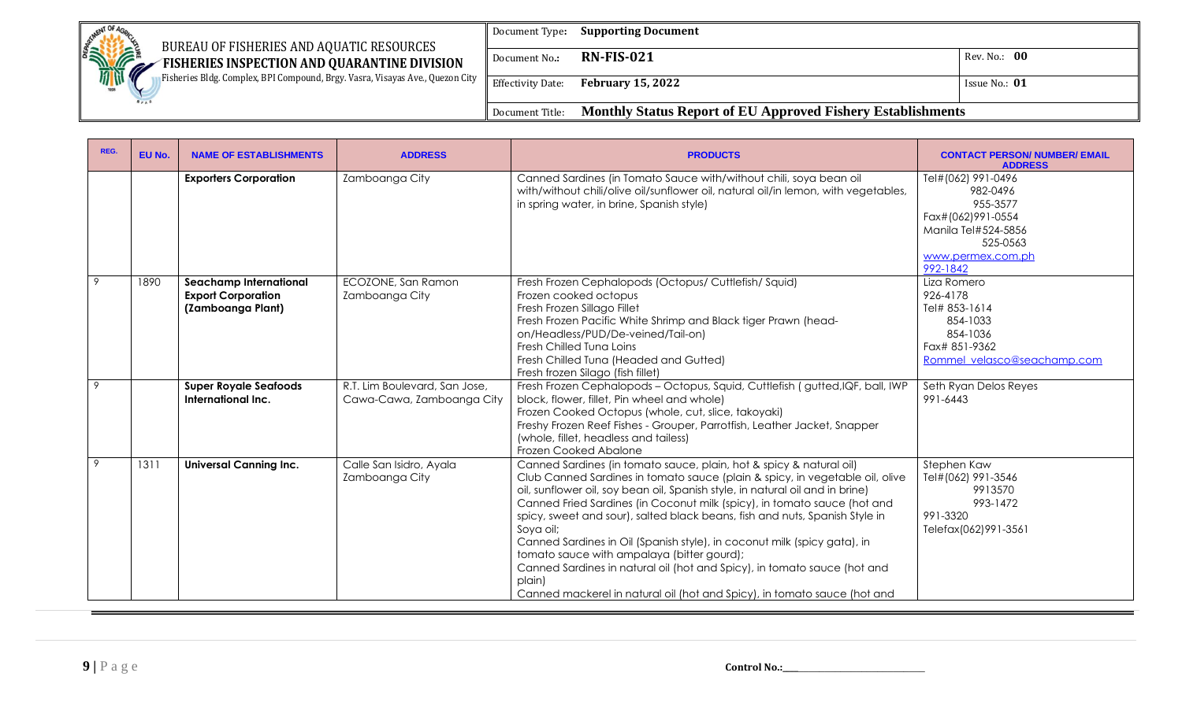| REG. | EU No. | NAME OF ESTABLISHMENTS | ADDRESS | PRODUCTS | CONTACT PERSON/ NUMBER/ EMAIL ADDRESS |
|---|---|---|---|---|---|
| | | **Exporters Corporation** | Zamboanga City | Canned Sardines (in Tomato Sauce with/without chili, soya bean oil with/without chili/olive oil/sunflower oil, natural oil/in lemon, with vegetables, in spring water, in brine, Spanish style) | Tel#(062) 991-0496<br>982-0496<br>955-3577<br>Fax#(062)991-0554<br>Manila Tel#524-5856<br>525-0563<br>www.permex.com.ph<br>992-1842 |
| 9 | 1890 | **Seachamp International Export Corporation (Zamboanga Plant)** | ECOZONE, San Ramon Zamboanga City | Fresh Frozen Cephalopods (Octopus/ Cuttlefish/ Squid)<br>Frozen cooked octopus<br>Fresh Frozen Sillago Fillet<br>Fresh Frozen Pacific White Shrimp and Black tiger Prawn (head-on/Headless/PUD/De-veined/Tail-on)<br>Fresh Chilled Tuna Loins<br>Fresh Chilled Tuna (Headed and Gutted)<br>Fresh frozen Silago (fish fillet) | Liza Romero<br>926-4178<br>Tel# 853-1614<br>854-1033<br>854-1036<br>Fax# 851-9362<br>Rommel_velasco@seachamp.com |
| 9 | | **Super Royale Seafoods International Inc.** | R.T. Lim Boulevard, San Jose, Cawa-Cawa, Zamboanga City | Fresh Frozen Cephalopods – Octopus, Squid, Cuttlefish ( gutted,IQF, ball, IWP block, flower, fillet, Pin wheel and whole)<br>Frozen Cooked Octopus (whole, cut, slice, takoyaki)<br>Freshy Frozen Reef Fishes - Grouper, Parrotfish, Leather Jacket, Snapper (whole, fillet, headless and tailess)<br>Frozen Cooked Abalone | Seth Ryan Delos Reyes<br>991-6443 |
| 9 | 1311 | **Universal Canning Inc.** | Calle San Isidro, Ayala Zamboanga City | Canned Sardines (in tomato sauce, plain, hot & spicy & natural oil)<br>Club Canned Sardines in tomato sauce (plain & spicy, in vegetable oil, olive oil, sunflower oil, soy bean oil, Spanish style, in natural oil and in brine)<br>Canned Fried Sardines (in Coconut milk (spicy), in tomato sauce (hot and spicy, sweet and sour), salted black beans, fish and nuts, Spanish Style in Soya oil;<br>Canned Sardines in Oil (Spanish style), in coconut milk (spicy gata), in tomato sauce with ampalaya (bitter gourd);<br>Canned Sardines in natural oil (hot and Spicy), in tomato sauce (hot and plain)<br>Canned mackerel in natural oil (hot and Spicy), in tomato sauce (hot and | Stephen Kaw<br>Tel#(062) 991-3546<br>9913570<br>993-1472<br>991-3320<br>Telefax(062)991-3561 |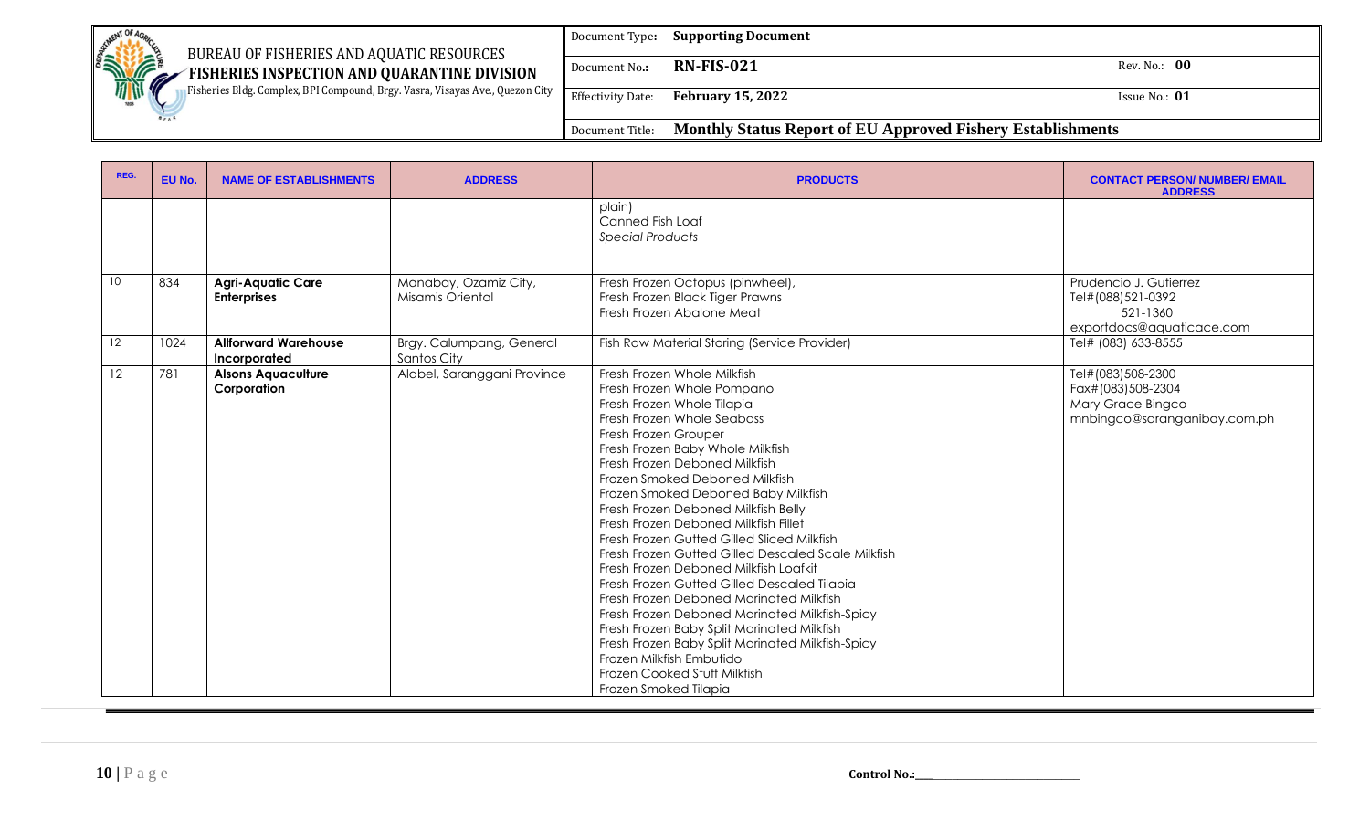| REG. | EU No. | NAME OF ESTABLISHMENTS | ADDRESS | PRODUCTS | CONTACT PERSON/ NUMBER/ EMAIL ADDRESS |
|---|---|---|---|---|---|
| | | | | plain)<br>Canned Fish Loaf<br>*Special Products* | |
| 10 | 834 | **Agri-Aquatic Care Enterprises** | Manabay, Ozamiz City, Misamis Oriental | Fresh Frozen Octopus (pinwheel),<br>Fresh Frozen Black Tiger Prawns<br>Fresh Frozen Abalone Meat | Prudencio J. Gutierrez<br>Tel#(088)521-0392<br>521-1360<br>exportdocs@aquaticace.com |
| 12 | 1024 | **Allforward Warehouse Incorporated** | Brgy. Calumpang, General Santos City | Fish Raw Material Storing (Service Provider) | Tel# (083) 633-8555 |
| 12 | 781 | **Alsons Aquaculture Corporation** | Alabel, Saranggani Province | Fresh Frozen Whole Milkfish<br>Fresh Frozen Whole Pompano<br>Fresh Frozen Whole Tilapia<br>Fresh Frozen Whole Seabass<br>Fresh Frozen Grouper<br>Fresh Frozen Baby Whole Milkfish<br>Fresh Frozen Deboned Milkfish<br>Frozen Smoked Deboned Milkfish<br>Frozen Smoked Deboned Baby Milkfish<br>Fresh Frozen Deboned Milkfish Belly<br>Fresh Frozen Deboned Milkfish Fillet<br>Fresh Frozen Gutted Gilled Sliced Milkfish<br>Fresh Frozen Gutted Gilled Descaled Scale Milkfish<br>Fresh Frozen Deboned Milkfish Loafkit<br>Fresh Frozen Gutted Gilled Descaled Tilapia<br>Fresh Frozen Deboned Marinated Milkfish<br>Fresh Frozen Deboned Marinated Milkfish-Spicy<br>Fresh Frozen Baby Split Marinated Milkfish<br>Fresh Frozen Baby Split Marinated Milkfish-Spicy<br>Frozen Milkfish Embutido<br>Frozen Cooked Stuff Milkfish<br>Frozen Smoked Tilapia | Tel#(083)508-2300<br>Fax#(083)508-2304<br>Mary Grace Bingco<br>mnbingco@saranganibay.com.ph |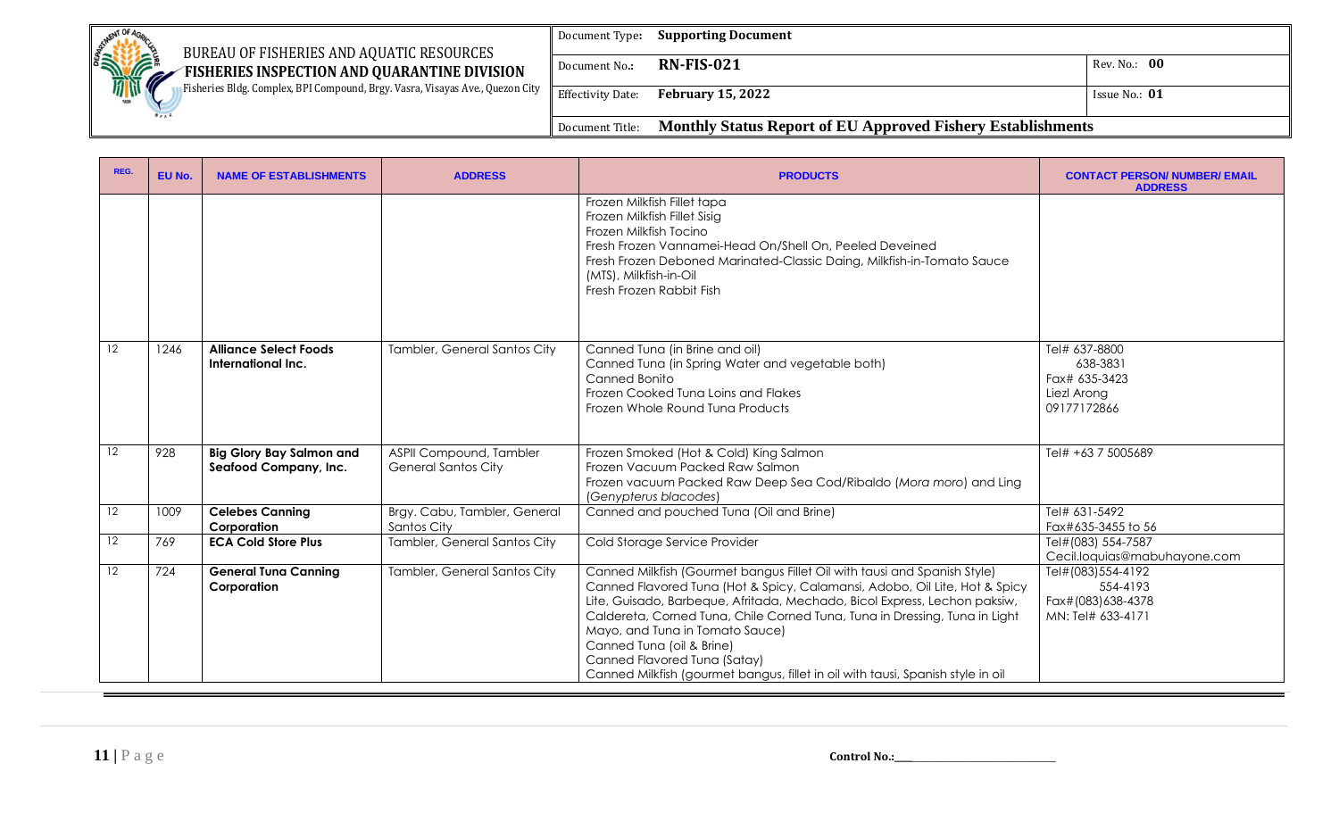| REG. | EU No. | NAME OF ESTABLISHMENTS | ADDRESS | PRODUCTS | CONTACT PERSON/ NUMBER/ EMAIL ADDRESS |
|---|---|---|---|---|---|
| | | | | Frozen Milkfish Fillet tapa<br>Frozen Milkfish Fillet Sisig<br>Frozen Milkfish Tocino<br>Fresh Frozen Vannamei-Head On/Shell On, Peeled Deveined<br>Fresh Frozen Deboned Marinated-Classic Daing, Milkfish-in-Tomato Sauce (MTS), Milkfish-in-Oil<br>Fresh Frozen Rabbit Fish | |
| 12 | 1246 | **Alliance Select Foods International Inc.** | Tambler, General Santos City | Canned Tuna (in Brine and oil)<br>Canned Tuna (in Spring Water and vegetable both)<br>Canned Bonito<br>Frozen Cooked Tuna Loins and Flakes<br>Frozen Whole Round Tuna Products | Tel# 637-8800<br>638-3831<br>Fax# 635-3423<br>Liezl Arong<br>09177172866 |
| 12 | 928 | **Big Glory Bay Salmon and Seafood Company, Inc.** | ASPII Compound, Tambler General Santos City | Frozen Smoked (Hot & Cold) King Salmon<br>Frozen Vacuum Packed Raw Salmon<br>Frozen vacuum Packed Raw Deep Sea Cod/Ribaldo (*Mora moro*) and Ling (*Genypterus blacodes*) | Tel# +63 7 5005689 |
| 12 | 1009 | **Celebes Canning Corporation** | Brgy. Cabu, Tambler, General Santos City | Canned and pouched Tuna (Oil and Brine) | Tel# 631-5492<br>Fax#635-3455 to 56 |
| 12 | 769 | **ECA Cold Store Plus** | Tambler, General Santos City | Cold Storage Service Provider | Tel#(083) 554-7587<br>Cecil.loquias@mabuhayone.com |
| 12 | 724 | **General Tuna Canning Corporation** | Tambler, General Santos City | Canned Milkfish (Gourmet bangus Fillet Oil with tausi and Spanish Style)<br>Canned Flavored Tuna (Hot & Spicy, Calamansi, Adobo, Oil Lite, Hot & Spicy Lite, Guisado, Barbeque, Afritada, Mechado, Bicol Express, Lechon paksiw, Caldereta, Corned Tuna, Chile Corned Tuna, Tuna in Dressing, Tuna in Light Mayo, and Tuna in Tomato Sauce)<br>Canned Tuna (oil & Brine)<br>Canned Flavored Tuna (Satay)<br>Canned Milkfish (gourmet bangus, fillet in oil with tausi, Spanish style in oil | Tel#(083)554-4192<br>554-4193<br>Fax#(083)638-4378<br>MN: Tel# 633-4171 |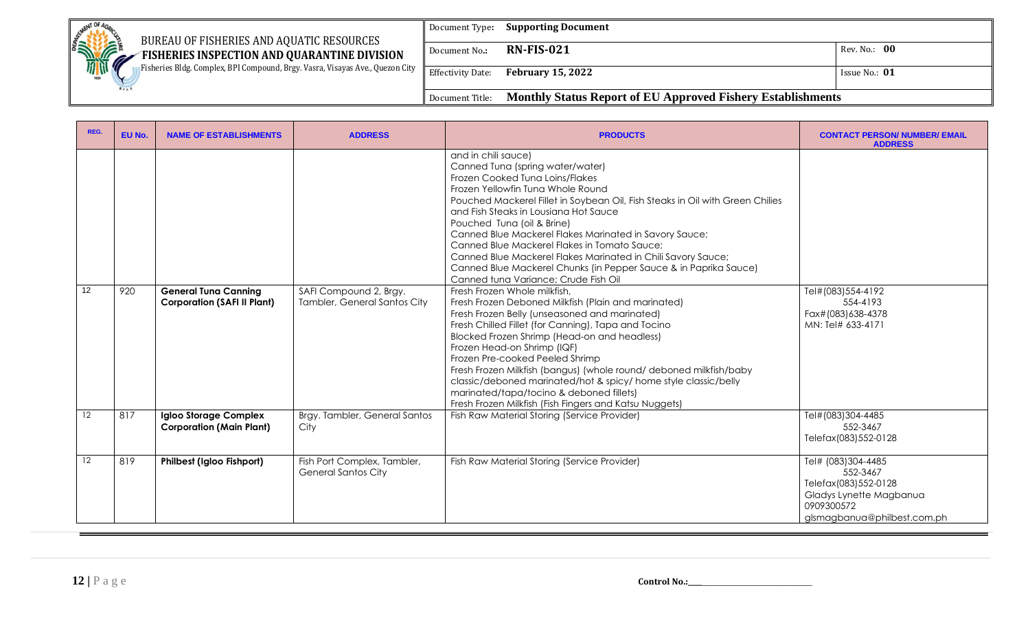| REG. | EU No. | NAME OF ESTABLISHMENTS | ADDRESS | PRODUCTS | CONTACT PERSON/ NUMBER/ EMAIL ADDRESS |
|---|---|---|---|---|---|
| | | | | and in chili sauce)<br>Canned Tuna (spring water/water)<br>Frozen Cooked Tuna Loins/Flakes<br>Frozen Yellowfin Tuna Whole Round<br>Pouched Mackerel Fillet in Soybean Oil, Fish Steaks in Oil with Green Chilies and Fish Steaks in Lousiana Hot Sauce<br>Pouched Tuna (oil & Brine)<br>Canned Blue Mackerel Flakes Marinated in Savory Sauce;<br>Canned Blue Mackerel Flakes in Tomato Sauce;<br>Canned Blue Mackerel Flakes Marinated in Chili Savory Sauce;<br>Canned Blue Mackerel Chunks (in Pepper Sauce & in Paprika Sauce)<br>Canned tuna Variance; Crude Fish Oil | |
| 12 | 920 | **General Tuna Canning Corporation (SAFI II Plant)** | SAFI Compound 2, Brgy. Tambler, General Santos City | Fresh Frozen Whole milkfish,<br>Fresh Frozen Deboned Milkfish (Plain and marinated)<br>Fresh Frozen Belly (unseasoned and marinated)<br>Fresh Chilled Fillet (for Canning), Tapa and Tocino<br>Blocked Frozen Shrimp (Head-on and headless)<br>Frozen Head-on Shrimp (IQF)<br>Frozen Pre-cooked Peeled Shrimp<br>Fresh Frozen Milkfish (bangus) (whole round/ deboned milkfish/baby classic/deboned marinated/hot & spicy/ home style classic/belly marinated/tapa/tocino & deboned fillets)<br>Fresh Frozen Milkfish (Fish Fingers and Katsu Nuggets) | Tel#(083)554-4192<br>554-4193<br>Fax#(083)638-4378<br>MN: Tel# 633-4171 |
| 12 | 817 | **Igloo Storage Complex Corporation (Main Plant)** | Brgy. Tambler, General Santos City | Fish Raw Material Storing (Service Provider) | Tel#(083)304-4485<br>552-3467<br>Telefax(083)552-0128 |
| 12 | 819 | **Philbest (Igloo Fishport)** | Fish Port Complex, Tambler, General Santos City | Fish Raw Material Storing (Service Provider) | Tel# (083)304-4485<br>552-3467<br>Telefax(083)552-0128<br>Gladys Lynette Magbanua<br>0909300572<br>glsmagbanua@philbest.com.ph |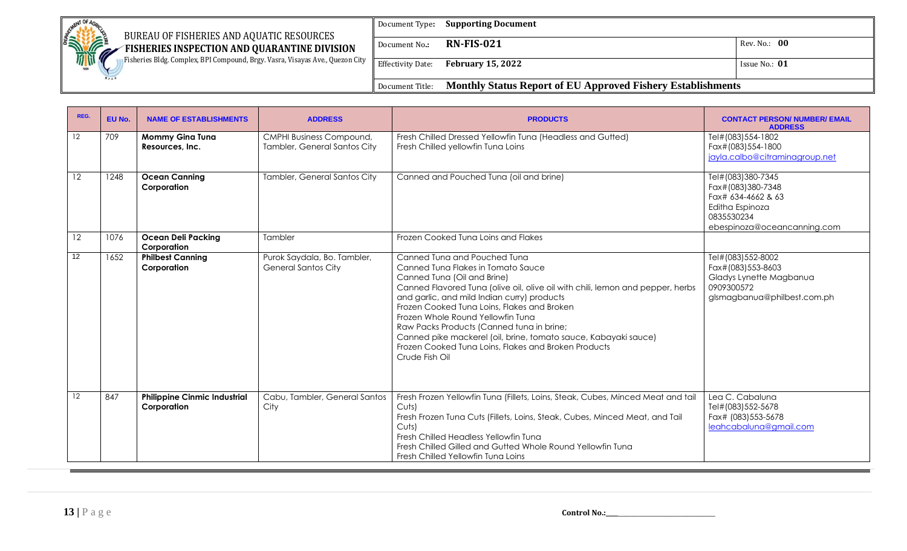| REG. | EU No. | NAME OF ESTABLISHMENTS | ADDRESS | PRODUCTS | CONTACT PERSON/ NUMBER/ EMAIL ADDRESS |
|---|---|---|---|---|---|
| 12 | 709 | **Mommy Gina Tuna Resources, Inc.** | CMPHI Business Compound, Tambler, General Santos City | Fresh Chilled Dressed Yellowfin Tuna (Headless and Gutted)<br>Fresh Chilled yellowfin Tuna Loins | Tel#(083)554-1802<br>Fax#(083)554-1800<br>jayla.calbo@citraminagroup.net |
| 12 | 1248 | **Ocean Canning Corporation** | Tambler, General Santos City | Canned and Pouched Tuna (oil and brine) | Tel#(083)380-7345<br>Fax#(083)380-7348<br>Fax# 634-4662 & 63<br>Editha Espinoza<br>0835530234<br>ebespinoza@oceancanning.com |
| 12 | 1076 | **Ocean Deli Packing Corporation** | Tambler | Frozen Cooked Tuna Loins and Flakes | |
| 12 | 1652 | **Philbest Canning Corporation** | Purok Saydala, Bo. Tambler, General Santos City | Canned Tuna and Pouched Tuna<br>Canned Tuna Flakes in Tomato Sauce<br>Canned Tuna (Oil and Brine)<br>Canned Flavored Tuna (olive oil, olive oil with chili, lemon and pepper, herbs and garlic, and mild Indian curry) products<br>Frozen Cooked Tuna Loins, Flakes and Broken<br>Frozen Whole Round Yellowfin Tuna<br>Raw Packs Products (Canned tuna in brine;<br>Canned pike mackerel (oil, brine, tomato sauce, Kabayaki sauce)<br>Frozen Cooked Tuna Loins, Flakes and Broken Products<br>Crude Fish Oil | Tel#(083)552-8002<br>Fax#(083)553-8603<br>Gladys Lynette Magbanua<br>0909300572<br>glsmagbanua@philbest.com.ph |
| 12 | 847 | **Philippine Cinmic Industrial Corporation** | Cabu, Tambler, General Santos City | Fresh Frozen Yellowfin Tuna (Fillets, Loins, Steak, Cubes, Minced Meat and tail Cuts)<br>Fresh Frozen Tuna Cuts (Fillets, Loins, Steak, Cubes, Minced Meat, and Tail Cuts)<br>Fresh Chilled Headless Yellowfin Tuna<br>Fresh Chilled Gilled and Gutted Whole Round Yellowfin Tuna<br>Fresh Chilled Yellowfin Tuna Loins | Lea C. Cabaluna<br>Tel#(083)552-5678<br>Fax# (083)553-5678<br>leahcabaluna@gmail.com |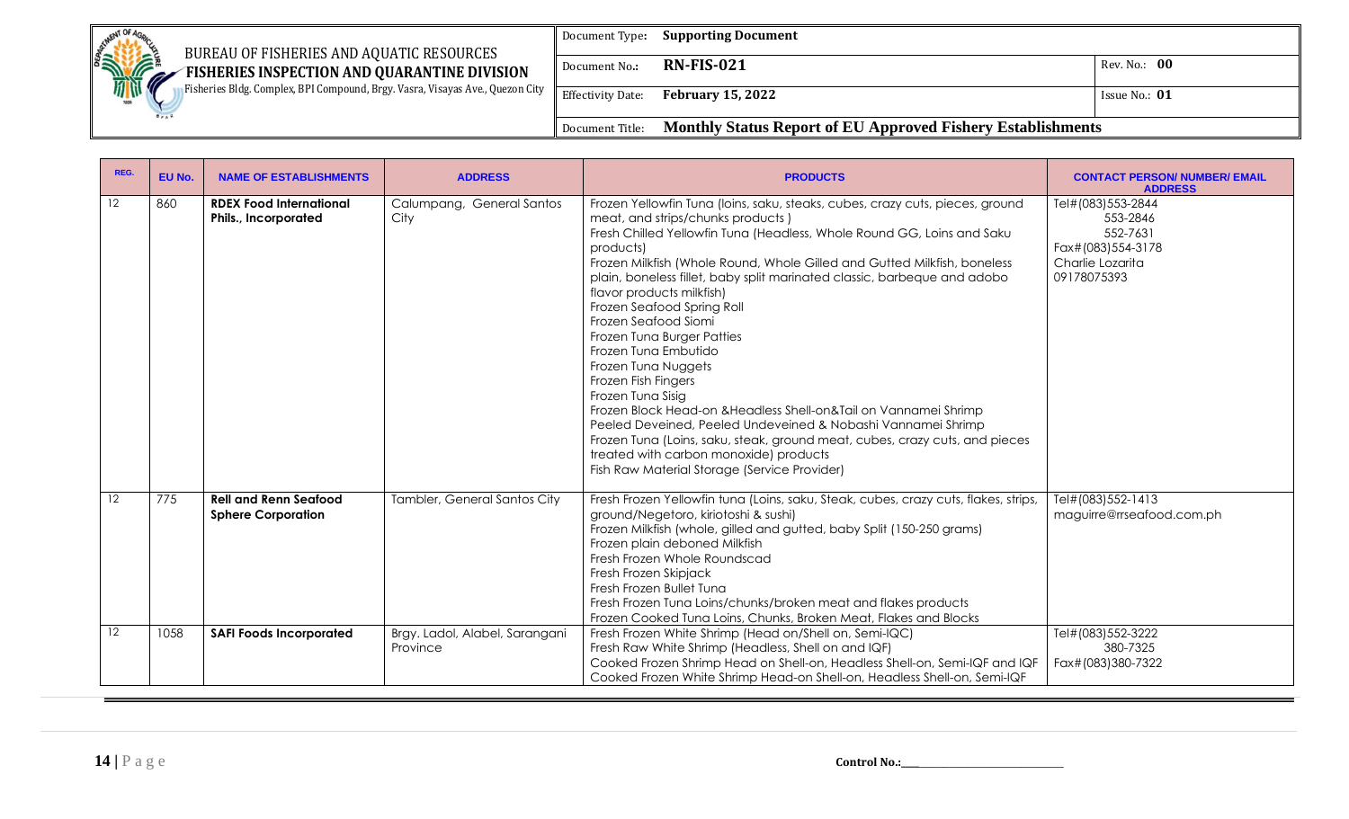| REG. | EU No. | NAME OF ESTABLISHMENTS | ADDRESS | PRODUCTS | CONTACT PERSON/ NUMBER/ EMAIL ADDRESS |
|---|---|---|---|---|---|
| 12 | 860 | **RDEX Food International Phils., Incorporated** | Calumpang, General Santos City | Frozen Yellowfin Tuna (loins, saku, steaks, cubes, crazy cuts, pieces, ground meat, and strips/chunks products )<br>Fresh Chilled Yellowfin Tuna (Headless, Whole Round GG, Loins and Saku products)<br>Frozen Milkfish (Whole Round, Whole Gilled and Gutted Milkfish, boneless plain, boneless fillet, baby split marinated classic, barbeque and adobo flavor products milkfish)<br>Frozen Seafood Spring Roll<br>Frozen Seafood Siomi<br>Frozen Tuna Burger Patties<br>Frozen Tuna Embutido<br>Frozen Tuna Nuggets<br>Frozen Fish Fingers<br>Frozen Tuna Sisig<br>Frozen Block Head-on &Headless Shell-on&Tail on Vannamei Shrimp<br>Peeled Deveined, Peeled Undeveined & Nobashi Vannamei Shrimp<br>Frozen Tuna (Loins, saku, steak, ground meat, cubes, crazy cuts, and pieces treated with carbon monoxide) products<br>Fish Raw Material Storage (Service Provider) | Tel#(083)553-2844<br>553-2846<br>552-7631<br>Fax#(083)554-3178<br>Charlie Lozarita<br>09178075393 |
| 12 | 775 | **Rell and Renn Seafood Sphere Corporation** | Tambler, General Santos City | Fresh Frozen Yellowfin tuna (Loins, saku, Steak, cubes, crazy cuts, flakes, strips, ground/Negetoro, kiriotoshi & sushi)<br>Frozen Milkfish (whole, gilled and gutted, baby Split (150-250 grams)<br>Frozen plain deboned Milkfish<br>Fresh Frozen Whole Roundscad<br>Fresh Frozen Skipjack<br>Fresh Frozen Bullet Tuna<br>Fresh Frozen Tuna Loins/chunks/broken meat and flakes products<br>Frozen Cooked Tuna Loins, Chunks, Broken Meat, Flakes and Blocks | Tel#(083)552-1413<br>maguirre@rrseafood.com.ph |
| 12 | 1058 | **SAFI Foods Incorporated** | Brgy. Ladol, Alabel, Sarangani Province | Fresh Frozen White Shrimp (Head on/Shell on, Semi-IQC)<br>Fresh Raw White Shrimp (Headless, Shell on and IQF)<br>Cooked Frozen Shrimp Head on Shell-on, Headless Shell-on, Semi-IQF and IQF<br>Cooked Frozen White Shrimp Head-on Shell-on, Headless Shell-on, Semi-IQF | Tel#(083)552-3222<br>380-7325<br>Fax#(083)380-7322 |

Control No.:\_\_\_\_\_\_\_\_\_\_\_\_\_\_\_\_\_\_\_\_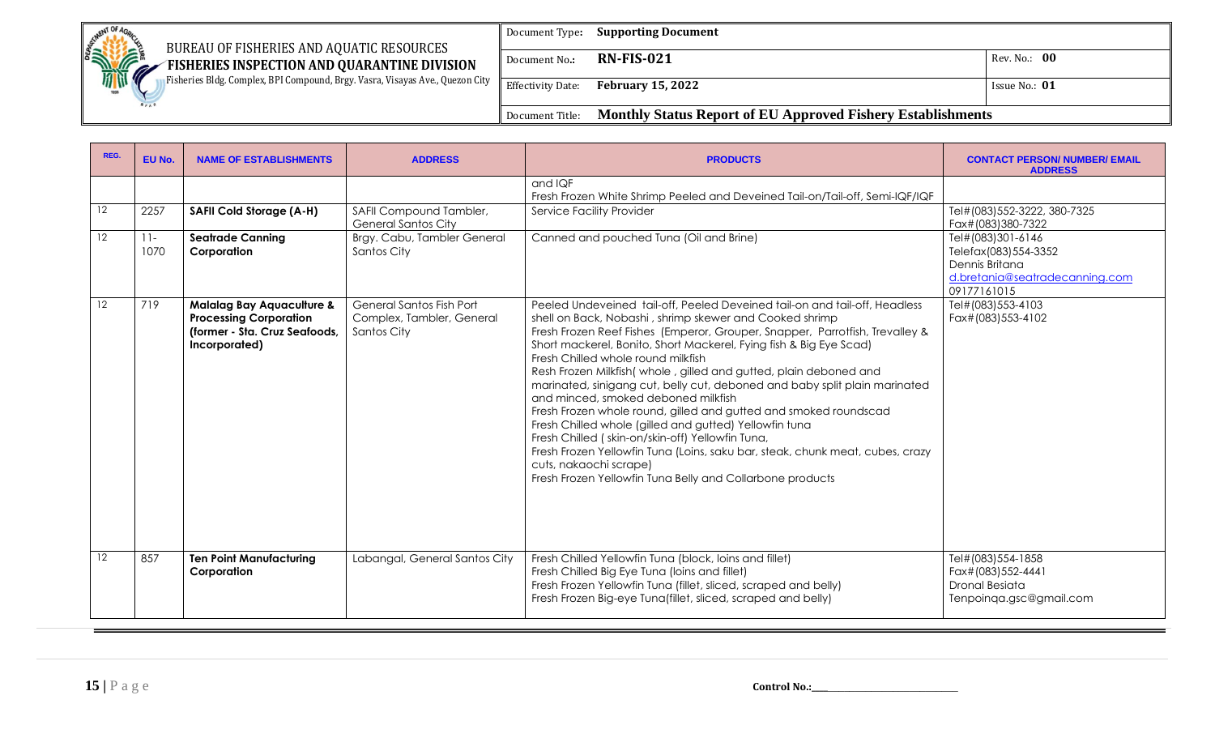| REG. | EU No. | NAME OF ESTABLISHMENTS | ADDRESS | PRODUCTS | CONTACT PERSON/ NUMBER/ EMAIL ADDRESS |
|---|---|---|---|---|---|
| | | | | and IQF<br>Fresh Frozen White Shrimp Peeled and Deveined Tail-on/Tail-off, Semi-IQF/IQF | |
| 12 | 2257 | **SAFII Cold Storage (A-H)** | SAFII Compound Tambler, General Santos City | Service Facility Provider | Tel#(083)552-3222, 380-7325<br>Fax#(083)380-7322 |
| 12 | 11-1070 | **Seatrade Canning Corporation** | Brgy. Cabu, Tambler General Santos City | Canned and pouched Tuna (Oil and Brine) | Tel#(083)301-6146<br>Telefax(083)554-3352<br>Dennis Britana<br>d.bretania@seatradecanning.com<br>09177161015 |
| 12 | 719 | **Malalag Bay Aquaculture & Processing Corporation (former - Sta. Cruz Seafoods, Incorporated)** | General Santos Fish Port Complex, Tambler, General Santos City | Peeled Undeveined tail-off, Peeled Deveined tail-on and tail-off, Headless shell on Back, Nobashi , shrimp skewer and Cooked shrimp<br>Fresh Frozen Reef Fishes (Emperor, Grouper, Snapper, Parrotfish, Trevalley & Short mackerel, Bonito, Short Mackerel, Fying fish & Big Eye Scad)<br>Fresh Chilled whole round milkfish<br>Resh Frozen Milkfish( whole , gilled and gutted, plain deboned and marinated, sinigang cut, belly cut, deboned and baby split plain marinated and minced, smoked deboned milkfish<br>Fresh Frozen whole round, gilled and gutted and smoked roundscad<br>Fresh Chilled whole (gilled and gutted) Yellowfin tuna<br>Fresh Chilled ( skin-on/skin-off) Yellowfin Tuna,<br>Fresh Frozen Yellowfin Tuna (Loins, saku bar, steak, chunk meat, cubes, crazy cuts, nakaochi scrape)<br>Fresh Frozen Yellowfin Tuna Belly and Collarbone products | Tel#(083)553-4103<br>Fax#(083)553-4102 |
| 12 | 857 | **Ten Point Manufacturing Corporation** | Labangal, General Santos City | Fresh Chilled Yellowfin Tuna (block, loins and fillet)<br>Fresh Chilled Big Eye Tuna (loins and fillet)<br>Fresh Frozen Yellowfin Tuna (fillet, sliced, scraped and belly)<br>Fresh Frozen Big-eye Tuna(fillet, sliced, scraped and belly) | Tel#(083)554-1858<br>Fax#(083)552-4441<br>Dronal Besiata<br>Tenpoinqa.gsc@gmail.com |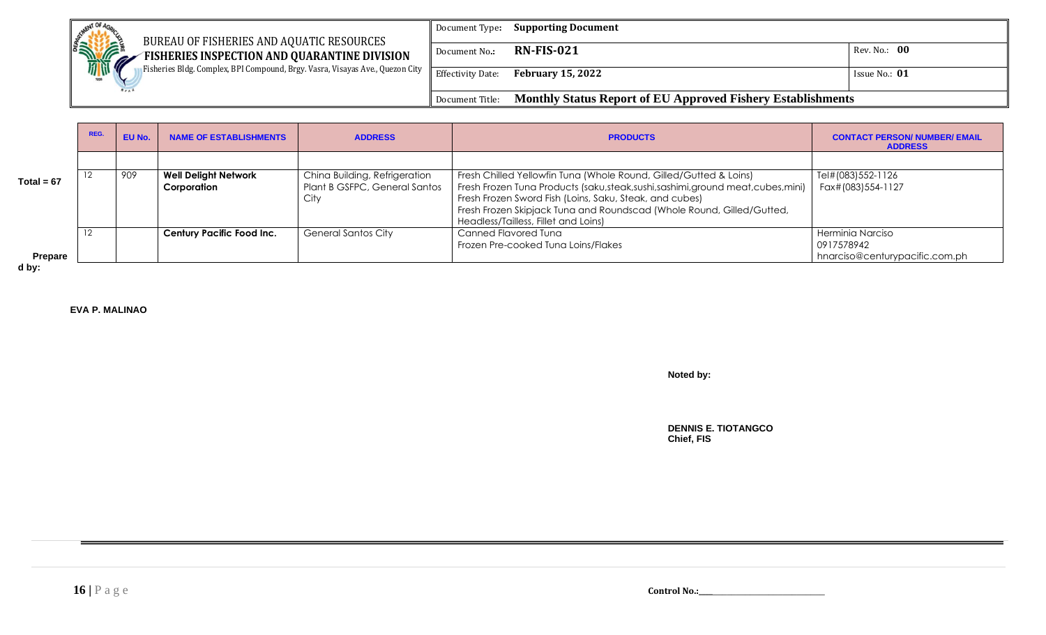| | |
|---|---|
| BUREAU OF FISHERIES AND AQUATIC RESOURCES **FISHERIES INSPECTION AND QUARANTINE DIVISION** Fisheries Bldg. Complex, BPI Compound, Brgy. Vasra, Visayas Ave., Quezon City | Document Type: **Supporting Document** |
| | Document No.: **RN-FIS-021** — Rev. No.: **00** |
| | Effectivity Date: **February 15, 2022** — Issue No.: **01** |
| | Document Title: **Monthly Status Report of EU Approved Fishery Establishments** |

| REG. | EU No. | NAME OF ESTABLISHMENTS | ADDRESS | PRODUCTS | CONTACT PERSON/ NUMBER/ EMAIL ADDRESS |
|---|---|---|---|---|---|
| | | | | | |
| 12 | 909 | **Well Delight Network Corporation** | China Building, Refrigeration Plant B GSFPC, General Santos City | Fresh Chilled Yellowfin Tuna (Whole Round, Gilled/Gutted & Loins)<br>Fresh Frozen Tuna Products (saku,steak,sushi,sashimi,ground meat,cubes,mini)<br>Fresh Frozen Sword Fish (Loins, Saku, Steak, and cubes)<br>Fresh Frozen Skipjack Tuna and Roundscad (Whole Round, Gilled/Gutted, Headless/Tailless, Fillet and Loins) | Tel#(083)552-1126<br>Fax#(083)554-1127 |
| 12 | | **Century Pacific Food Inc.** | General Santos City | Canned Flavored Tuna<br>Frozen Pre-cooked Tuna Loins/Flakes | Herminia Narciso<br>0917578942<br>hnarciso@centurypacific.com.ph |

**Total = 67**

**Prepared by:**

**EVA P. MALINAO**

**Noted by:**

**DENNIS E. TIOTANGCO**
**Chief, FIS**

**Control No.:**\_\_\_\_\_\_\_\_\_\_